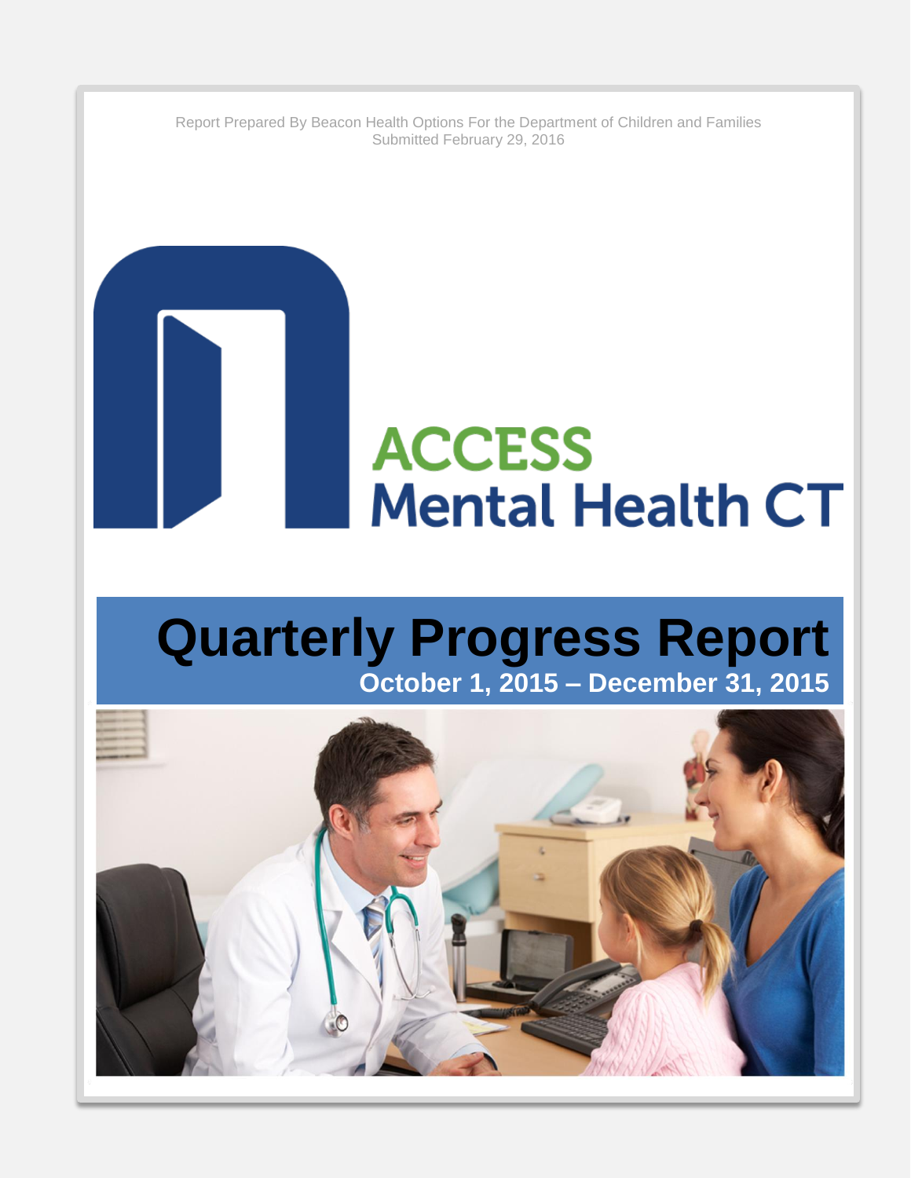Report Prepared By Beacon Health Options For the Department of Children and Families
Submitted February 29, 2016

ACCESS
Mental Health CT

# Quarterly Progress Report

## October 1, 2015 – December 31, 2015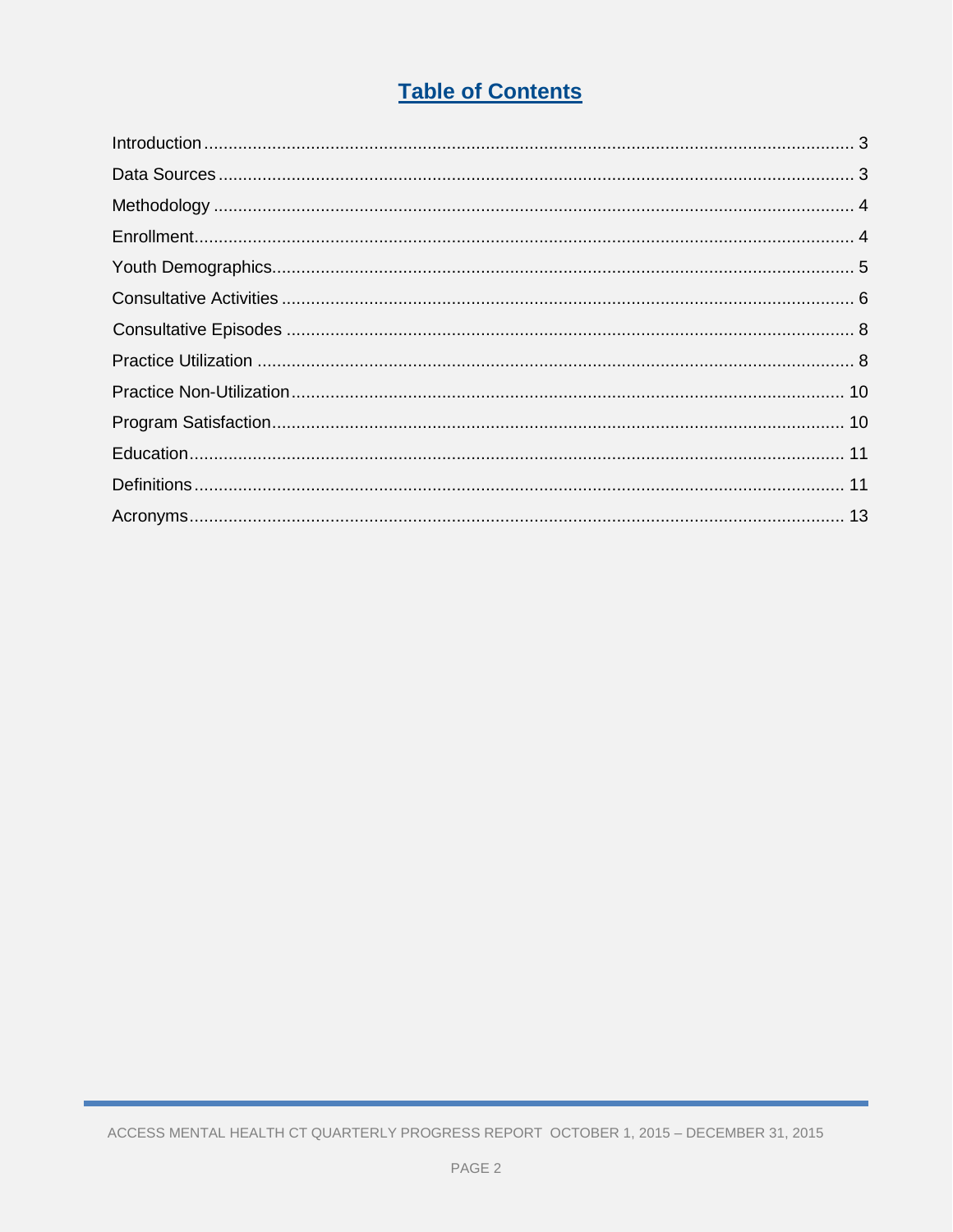# Table of Contents

Introduction ..... 3
Data Sources ..... 3
Methodology ..... 4
Enrollment ..... 4
Youth Demographics ..... 5
Consultative Activities ..... 6
Consultative Episodes ..... 8
Practice Utilization ..... 8
Practice Non-Utilization ..... 10
Program Satisfaction ..... 10
Education ..... 11
Definitions ..... 11
Acronyms ..... 13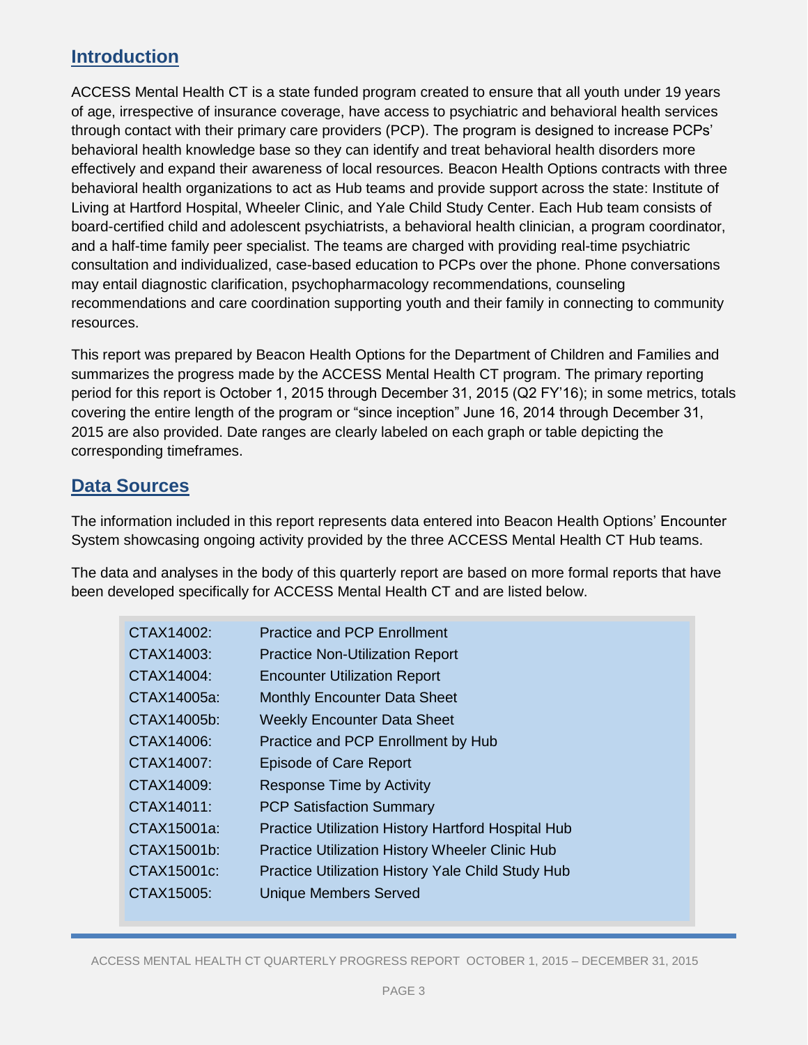## Introduction

ACCESS Mental Health CT is a state funded program created to ensure that all youth under 19 years of age, irrespective of insurance coverage, have access to psychiatric and behavioral health services through contact with their primary care providers (PCP). The program is designed to increase PCPs' behavioral health knowledge base so they can identify and treat behavioral health disorders more effectively and expand their awareness of local resources. Beacon Health Options contracts with three behavioral health organizations to act as Hub teams and provide support across the state: Institute of Living at Hartford Hospital, Wheeler Clinic, and Yale Child Study Center. Each Hub team consists of board-certified child and adolescent psychiatrists, a behavioral health clinician, a program coordinator, and a half-time family peer specialist. The teams are charged with providing real-time psychiatric consultation and individualized, case-based education to PCPs over the phone. Phone conversations may entail diagnostic clarification, psychopharmacology recommendations, counseling recommendations and care coordination supporting youth and their family in connecting to community resources.

This report was prepared by Beacon Health Options for the Department of Children and Families and summarizes the progress made by the ACCESS Mental Health CT program. The primary reporting period for this report is October 1, 2015 through December 31, 2015 (Q2 FY'16); in some metrics, totals covering the entire length of the program or "since inception" June 16, 2014 through December 31, 2015 are also provided. Date ranges are clearly labeled on each graph or table depicting the corresponding timeframes.

## Data Sources

The information included in this report represents data entered into Beacon Health Options' Encounter System showcasing ongoing activity provided by the three ACCESS Mental Health CT Hub teams.

The data and analyses in the body of this quarterly report are based on more formal reports that have been developed specifically for ACCESS Mental Health CT and are listed below.

| | |
|---|---|
| CTAX14002: | Practice and PCP Enrollment |
| CTAX14003: | Practice Non-Utilization Report |
| CTAX14004: | Encounter Utilization Report |
| CTAX14005a: | Monthly Encounter Data Sheet |
| CTAX14005b: | Weekly Encounter Data Sheet |
| CTAX14006: | Practice and PCP Enrollment by Hub |
| CTAX14007: | Episode of Care Report |
| CTAX14009: | Response Time by Activity |
| CTAX14011: | PCP Satisfaction Summary |
| CTAX15001a: | Practice Utilization History Hartford Hospital Hub |
| CTAX15001b: | Practice Utilization History Wheeler Clinic Hub |
| CTAX15001c: | Practice Utilization History Yale Child Study Hub |
| CTAX15005: | Unique Members Served |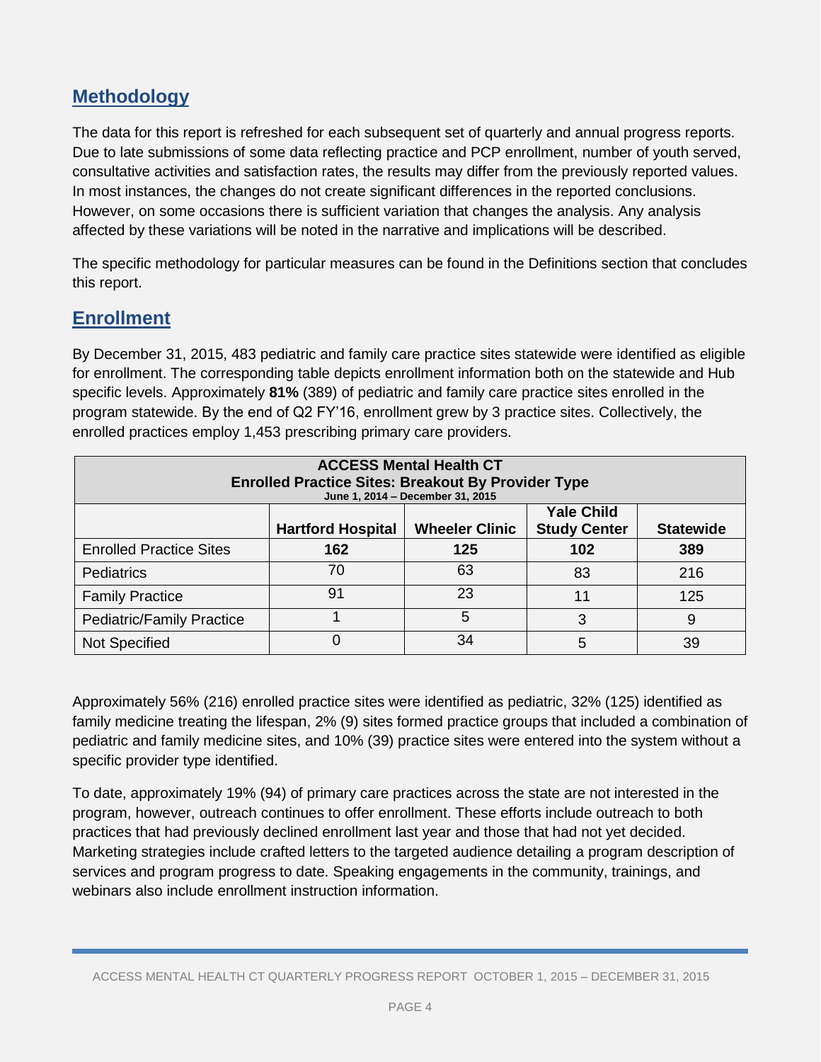## Methodology

The data for this report is refreshed for each subsequent set of quarterly and annual progress reports. Due to late submissions of some data reflecting practice and PCP enrollment, number of youth served, consultative activities and satisfaction rates, the results may differ from the previously reported values. In most instances, the changes do not create significant differences in the reported conclusions. However, on some occasions there is sufficient variation that changes the analysis. Any analysis affected by these variations will be noted in the narrative and implications will be described.

The specific methodology for particular measures can be found in the Definitions section that concludes this report.

## Enrollment

By December 31, 2015, 483 pediatric and family care practice sites statewide were identified as eligible for enrollment. The corresponding table depicts enrollment information both on the statewide and Hub specific levels. Approximately **81%** (389) of pediatric and family care practice sites enrolled in the program statewide. By the end of Q2 FY'16, enrollment grew by 3 practice sites. Collectively, the enrolled practices employ 1,453 prescribing primary care providers.

**ACCESS Mental Health CT**
**Enrolled Practice Sites: Breakout By Provider Type**
**June 1, 2014 – December 31, 2015**

| | Hartford Hospital | Wheeler Clinic | Yale Child Study Center | Statewide |
|---|---|---|---|---|
| Enrolled Practice Sites | **162** | **125** | **102** | **389** |
| Pediatrics | 70 | 63 | 83 | 216 |
| Family Practice | 91 | 23 | 11 | 125 |
| Pediatric/Family Practice | 1 | 5 | 3 | 9 |
| Not Specified | 0 | 34 | 5 | 39 |

Approximately 56% (216) enrolled practice sites were identified as pediatric, 32% (125) identified as family medicine treating the lifespan, 2% (9) sites formed practice groups that included a combination of pediatric and family medicine sites, and 10% (39) practice sites were entered into the system without a specific provider type identified.

To date, approximately 19% (94) of primary care practices across the state are not interested in the program, however, outreach continues to offer enrollment. These efforts include outreach to both practices that had previously declined enrollment last year and those that had not yet decided. Marketing strategies include crafted letters to the targeted audience detailing a program description of services and program progress to date. Speaking engagements in the community, trainings, and webinars also include enrollment instruction information.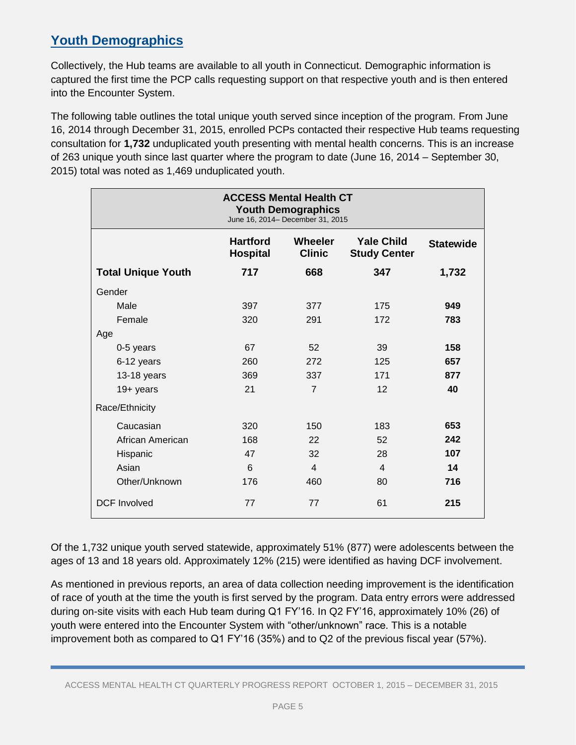## Youth Demographics

Collectively, the Hub teams are available to all youth in Connecticut. Demographic information is captured the first time the PCP calls requesting support on that respective youth and is then entered into the Encounter System.

The following table outlines the total unique youth served since inception of the program. From June 16, 2014 through December 31, 2015, enrolled PCPs contacted their respective Hub teams requesting consultation for **1,732** unduplicated youth presenting with mental health concerns. This is an increase of 263 unique youth since last quarter where the program to date (June 16, 2014 – September 30, 2015) total was noted as 1,469 unduplicated youth.

**ACCESS Mental Health CT**
**Youth Demographics**
June 16, 2014– December 31, 2015

| | Hartford Hospital | Wheeler Clinic | Yale Child Study Center | Statewide |
|---|---|---|---|---|
| **Total Unique Youth** | **717** | **668** | **347** | **1,732** |
| Gender | | | | |
| Male | 397 | 377 | 175 | **949** |
| Female | 320 | 291 | 172 | **783** |
| Age | | | | |
| 0-5 years | 67 | 52 | 39 | **158** |
| 6-12 years | 260 | 272 | 125 | **657** |
| 13-18 years | 369 | 337 | 171 | **877** |
| 19+ years | 21 | 7 | 12 | **40** |
| Race/Ethnicity | | | | |
| Caucasian | 320 | 150 | 183 | **653** |
| African American | 168 | 22 | 52 | **242** |
| Hispanic | 47 | 32 | 28 | **107** |
| Asian | 6 | 4 | 4 | **14** |
| Other/Unknown | 176 | 460 | 80 | **716** |
| DCF Involved | 77 | 77 | 61 | **215** |

Of the 1,732 unique youth served statewide, approximately 51% (877) were adolescents between the ages of 13 and 18 years old. Approximately 12% (215) were identified as having DCF involvement.

As mentioned in previous reports, an area of data collection needing improvement is the identification of race of youth at the time the youth is first served by the program. Data entry errors were addressed during on-site visits with each Hub team during Q1 FY'16. In Q2 FY'16, approximately 10% (26) of youth were entered into the Encounter System with "other/unknown" race. This is a notable improvement both as compared to Q1 FY'16 (35%) and to Q2 of the previous fiscal year (57%).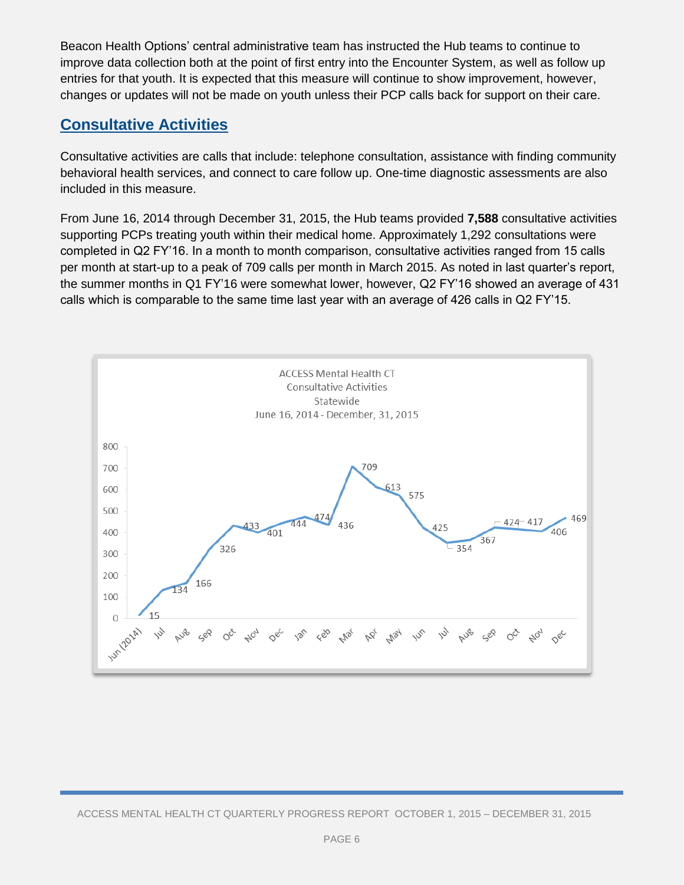Beacon Health Options' central administrative team has instructed the Hub teams to continue to improve data collection both at the point of first entry into the Encounter System, as well as follow up entries for that youth. It is expected that this measure will continue to show improvement, however, changes or updates will not be made on youth unless their PCP calls back for support on their care.

## Consultative Activities

Consultative activities are calls that include: telephone consultation, assistance with finding community behavioral health services, and connect to care follow up. One-time diagnostic assessments are also included in this measure.

From June 16, 2014 through December 31, 2015, the Hub teams provided **7,588** consultative activities supporting PCPs treating youth within their medical home. Approximately 1,292 consultations were completed in Q2 FY'16. In a month to month comparison, consultative activities ranged from 15 calls per month at start-up to a peak of 709 calls per month in March 2015. As noted in last quarter's report, the summer months in Q1 FY'16 were somewhat lower, however, Q2 FY'16 showed an average of 431 calls which is comparable to the same time last year with an average of 426 calls in Q2 FY'15.

ACCESS Mental Health CT
Consultative Activities
Statewide
June 16, 2014 - December, 31, 2015

| Month | Consultative Activities |
|---|---|
| Jun (2014) | 15 |
| Jul | 134 |
| Aug | 166 |
| Sep | 326 |
| Oct | 433 |
| Nov | 401 |
| Dec | 444 |
| Jan | 474 |
| Feb | 436 |
| Mar | 709 |
| Apr | 613 |
| May | 575 |
| Jun | 425 |
| Jul | 354 |
| Aug | 367 |
| Sep | 424 |
| Oct | 417 |
| Nov | 406 |
| Dec | 469 |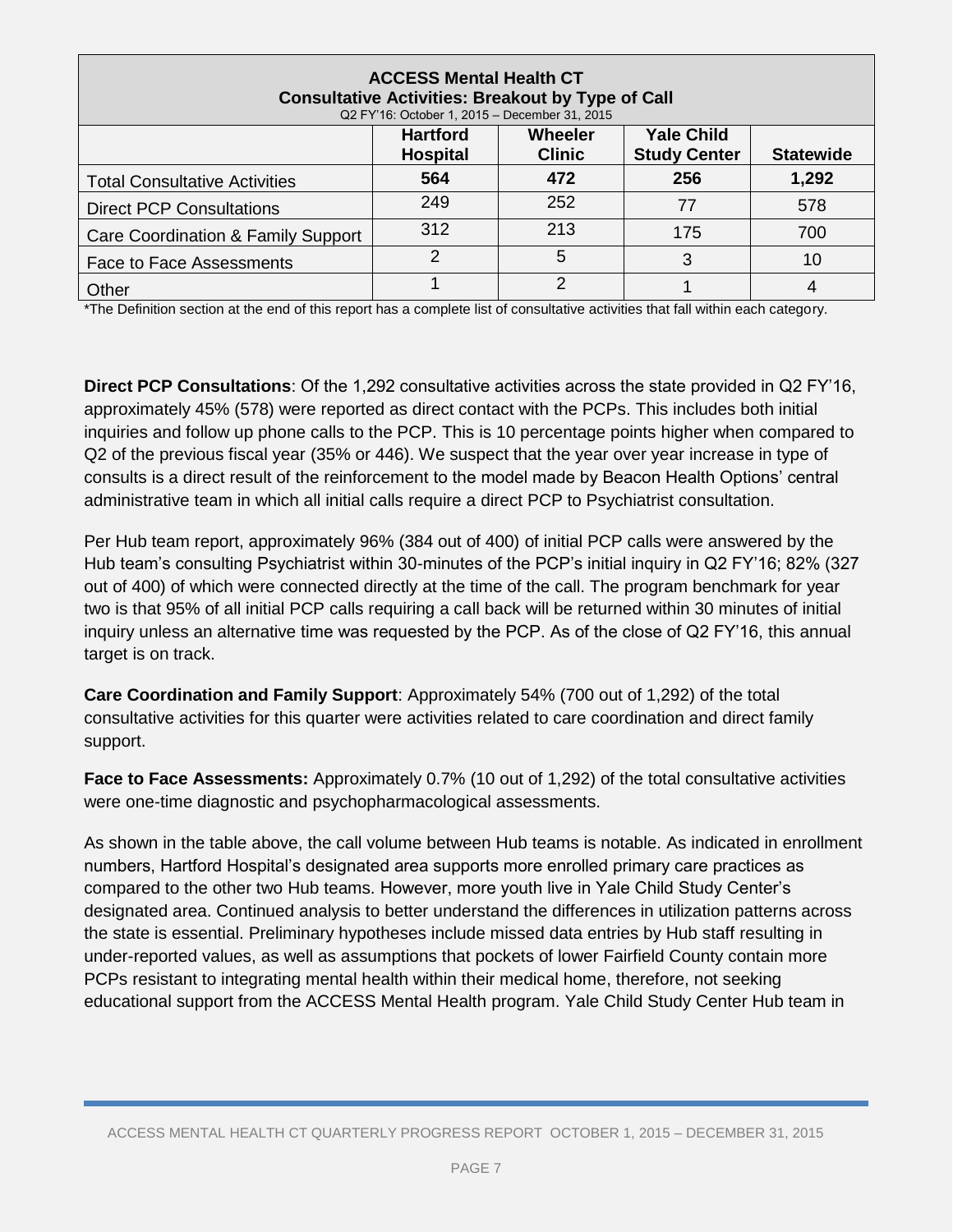| ACCESS Mental Health CT<br>Consultative Activities: Breakout by Type of Call<br>Q2 FY'16: October 1, 2015 – December 31, 2015 | | | | |
|---|---|---|---|---|
| | **Hartford Hospital** | **Wheeler Clinic** | **Yale Child Study Center** | **Statewide** |
| Total Consultative Activities | **564** | **472** | **256** | **1,292** |
| Direct PCP Consultations | 249 | 252 | 77 | 578 |
| Care Coordination & Family Support | 312 | 213 | 175 | 700 |
| Face to Face Assessments | 2 | 5 | 3 | 10 |
| Other | 1 | 2 | 1 | 4 |

*The Definition section at the end of this report has a complete list of consultative activities that fall within each category.

**Direct PCP Consultations**: Of the 1,292 consultative activities across the state provided in Q2 FY'16, approximately 45% (578) were reported as direct contact with the PCPs. This includes both initial inquiries and follow up phone calls to the PCP. This is 10 percentage points higher when compared to Q2 of the previous fiscal year (35% or 446). We suspect that the year over year increase in type of consults is a direct result of the reinforcement to the model made by Beacon Health Options' central administrative team in which all initial calls require a direct PCP to Psychiatrist consultation.

Per Hub team report, approximately 96% (384 out of 400) of initial PCP calls were answered by the Hub team's consulting Psychiatrist within 30-minutes of the PCP's initial inquiry in Q2 FY'16; 82% (327 out of 400) of which were connected directly at the time of the call. The program benchmark for year two is that 95% of all initial PCP calls requiring a call back will be returned within 30 minutes of initial inquiry unless an alternative time was requested by the PCP. As of the close of Q2 FY'16, this annual target is on track.

**Care Coordination and Family Support**: Approximately 54% (700 out of 1,292) of the total consultative activities for this quarter were activities related to care coordination and direct family support.

**Face to Face Assessments:** Approximately 0.7% (10 out of 1,292) of the total consultative activities were one-time diagnostic and psychopharmacological assessments.

As shown in the table above, the call volume between Hub teams is notable. As indicated in enrollment numbers, Hartford Hospital's designated area supports more enrolled primary care practices as compared to the other two Hub teams. However, more youth live in Yale Child Study Center's designated area. Continued analysis to better understand the differences in utilization patterns across the state is essential. Preliminary hypotheses include missed data entries by Hub staff resulting in under-reported values, as well as assumptions that pockets of lower Fairfield County contain more PCPs resistant to integrating mental health within their medical home, therefore, not seeking educational support from the ACCESS Mental Health program. Yale Child Study Center Hub team in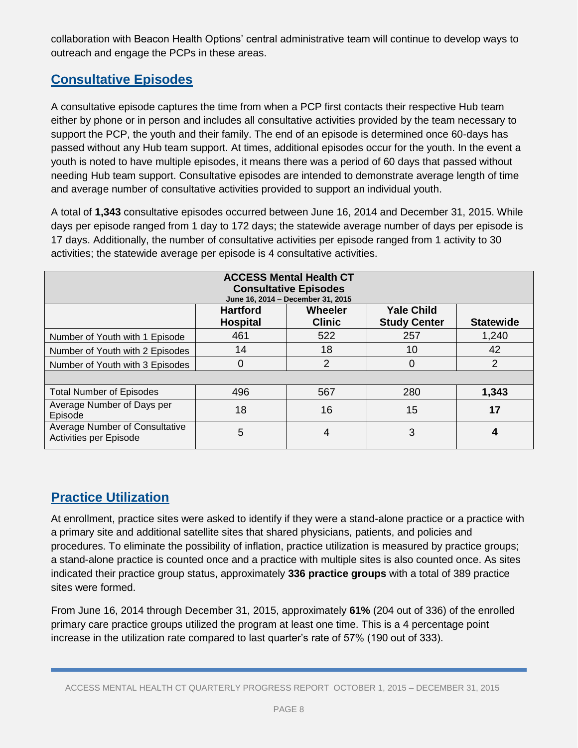collaboration with Beacon Health Options' central administrative team will continue to develop ways to outreach and engage the PCPs in these areas.

## Consultative Episodes

A consultative episode captures the time from when a PCP first contacts their respective Hub team either by phone or in person and includes all consultative activities provided by the team necessary to support the PCP, the youth and their family. The end of an episode is determined once 60-days has passed without any Hub team support. At times, additional episodes occur for the youth. In the event a youth is noted to have multiple episodes, it means there was a period of 60 days that passed without needing Hub team support. Consultative episodes are intended to demonstrate average length of time and average number of consultative activities provided to support an individual youth.

A total of **1,343** consultative episodes occurred between June 16, 2014 and December 31, 2015. While days per episode ranged from 1 day to 172 days; the statewide average number of days per episode is 17 days. Additionally, the number of consultative activities per episode ranged from 1 activity to 30 activities; the statewide average per episode is 4 consultative activities.

**ACCESS Mental Health CT**
**Consultative Episodes**
**June 16, 2014 – December 31, 2015**

| | Hartford Hospital | Wheeler Clinic | Yale Child Study Center | Statewide |
|---|---|---|---|---|
| Number of Youth with 1 Episode | 461 | 522 | 257 | 1,240 |
| Number of Youth with 2 Episodes | 14 | 18 | 10 | 42 |
| Number of Youth with 3 Episodes | 0 | 2 | 0 | 2 |
| | | | | |
| Total Number of Episodes | 496 | 567 | 280 | **1,343** |
| Average Number of Days per Episode | 18 | 16 | 15 | **17** |
| Average Number of Consultative Activities per Episode | 5 | 4 | 3 | **4** |

## Practice Utilization

At enrollment, practice sites were asked to identify if they were a stand-alone practice or a practice with a primary site and additional satellite sites that shared physicians, patients, and policies and procedures. To eliminate the possibility of inflation, practice utilization is measured by practice groups; a stand-alone practice is counted once and a practice with multiple sites is also counted once. As sites indicated their practice group status, approximately **336 practice groups** with a total of 389 practice sites were formed.

From June 16, 2014 through December 31, 2015, approximately **61%** (204 out of 336) of the enrolled primary care practice groups utilized the program at least one time. This is a 4 percentage point increase in the utilization rate compared to last quarter's rate of 57% (190 out of 333).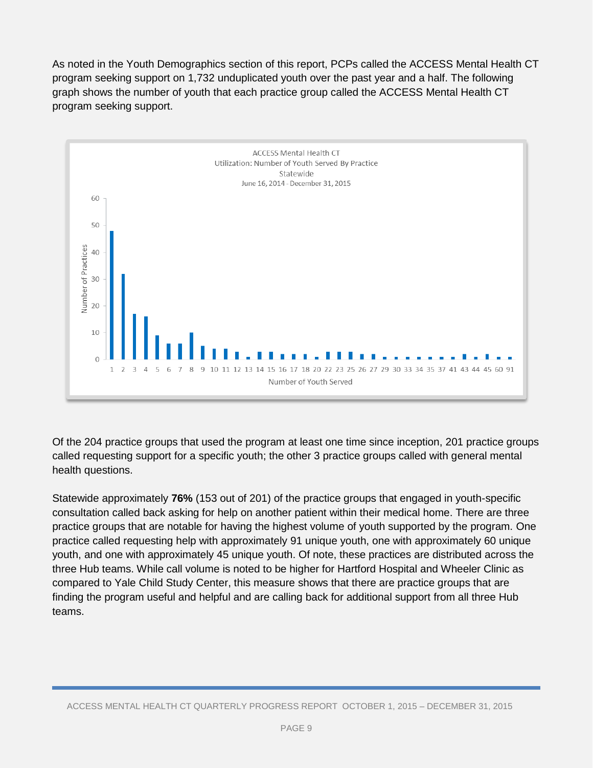As noted in the Youth Demographics section of this report, PCPs called the ACCESS Mental Health CT program seeking support on 1,732 unduplicated youth over the past year and a half. The following graph shows the number of youth that each practice group called the ACCESS Mental Health CT program seeking support.

Of the 204 practice groups that used the program at least one time since inception, 201 practice groups called requesting support for a specific youth; the other 3 practice groups called with general mental health questions.

Statewide approximately **76%** (153 out of 201) of the practice groups that engaged in youth-specific consultation called back asking for help on another patient within their medical home. There are three practice groups that are notable for having the highest volume of youth supported by the program. One practice called requesting help with approximately 91 unique youth, one with approximately 60 unique youth, and one with approximately 45 unique youth. Of note, these practices are distributed across the three Hub teams. While call volume is noted to be higher for Hartford Hospital and Wheeler Clinic as compared to Yale Child Study Center, this measure shows that there are practice groups that are finding the program useful and helpful and are calling back for additional support from all three Hub teams.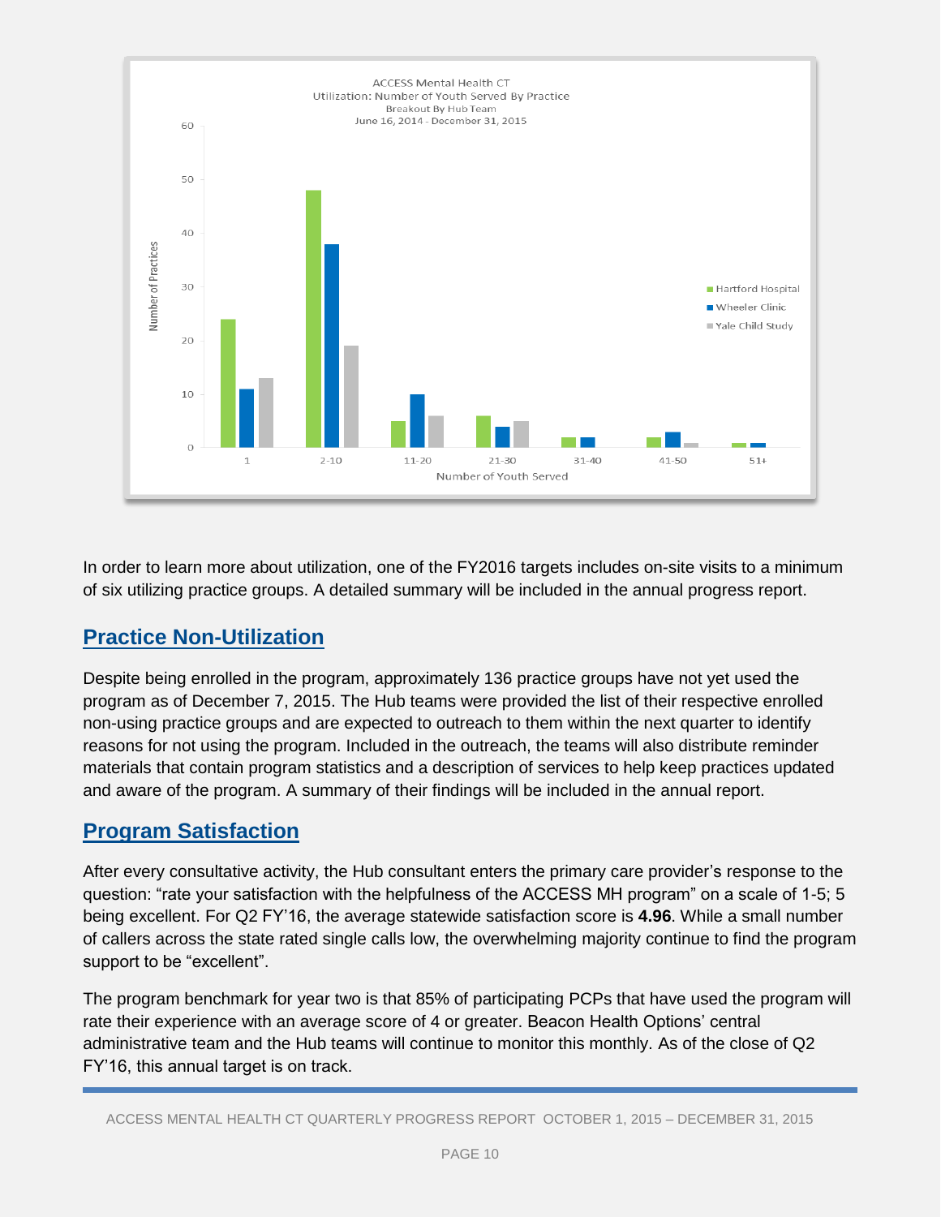ACCESS Mental Health CT
Utilization: Number of Youth Served By Practice
Breakout By Hub Team
June 16, 2014 - December 31, 2015

In order to learn more about utilization, one of the FY2016 targets includes on-site visits to a minimum of six utilizing practice groups. A detailed summary will be included in the annual progress report.

## Practice Non-Utilization

Despite being enrolled in the program, approximately 136 practice groups have not yet used the program as of December 7, 2015. The Hub teams were provided the list of their respective enrolled non-using practice groups and are expected to outreach to them within the next quarter to identify reasons for not using the program. Included in the outreach, the teams will also distribute reminder materials that contain program statistics and a description of services to help keep practices updated and aware of the program. A summary of their findings will be included in the annual report.

## Program Satisfaction

After every consultative activity, the Hub consultant enters the primary care provider's response to the question: "rate your satisfaction with the helpfulness of the ACCESS MH program" on a scale of 1-5; 5 being excellent. For Q2 FY'16, the average statewide satisfaction score is **4.96**. While a small number of callers across the state rated single calls low, the overwhelming majority continue to find the program support to be "excellent".

The program benchmark for year two is that 85% of participating PCPs that have used the program will rate their experience with an average score of 4 or greater. Beacon Health Options' central administrative team and the Hub teams will continue to monitor this monthly. As of the close of Q2 FY'16, this annual target is on track.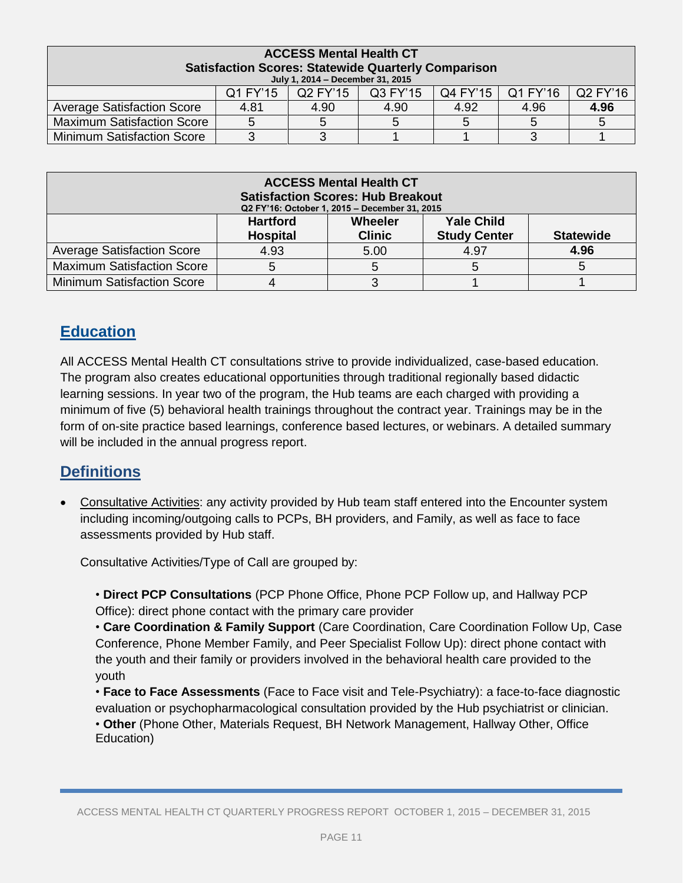| **ACCESS Mental Health CT Satisfaction Scores: Statewide Quarterly Comparison July 1, 2014 – December 31, 2015** | | | | | | |
|---|---|---|---|---|---|---|
| | Q1 FY'15 | Q2 FY'15 | Q3 FY'15 | Q4 FY'15 | Q1 FY'16 | Q2 FY'16 |
| Average Satisfaction Score | 4.81 | 4.90 | 4.90 | 4.92 | 4.96 | **4.96** |
| Maximum Satisfaction Score | 5 | 5 | 5 | 5 | 5 | 5 |
| Minimum Satisfaction Score | 3 | 3 | 1 | 1 | 3 | 1 |

| **ACCESS Mental Health CT Satisfaction Scores: Hub Breakout Q2 FY'16: October 1, 2015 – December 31, 2015** | | | | |
|---|---|---|---|---|
| | **Hartford Hospital** | **Wheeler Clinic** | **Yale Child Study Center** | **Statewide** |
| Average Satisfaction Score | 4.93 | 5.00 | 4.97 | **4.96** |
| Maximum Satisfaction Score | 5 | 5 | 5 | 5 |
| Minimum Satisfaction Score | 4 | 3 | 1 | 1 |

## Education

All ACCESS Mental Health CT consultations strive to provide individualized, case-based education. The program also creates educational opportunities through traditional regionally based didactic learning sessions. In year two of the program, the Hub teams are each charged with providing a minimum of five (5) behavioral health trainings throughout the contract year. Trainings may be in the form of on-site practice based learnings, conference based lectures, or webinars. A detailed summary will be included in the annual progress report.

## Definitions

- Consultative Activities: any activity provided by Hub team staff entered into the Encounter system including incoming/outgoing calls to PCPs, BH providers, and Family, as well as face to face assessments provided by Hub staff.

  Consultative Activities/Type of Call are grouped by:

  • **Direct PCP Consultations** (PCP Phone Office, Phone PCP Follow up, and Hallway PCP Office): direct phone contact with the primary care provider
  • **Care Coordination & Family Support** (Care Coordination, Care Coordination Follow Up, Case Conference, Phone Member Family, and Peer Specialist Follow Up): direct phone contact with the youth and their family or providers involved in the behavioral health care provided to the youth
  • **Face to Face Assessments** (Face to Face visit and Tele-Psychiatry): a face-to-face diagnostic evaluation or psychopharmacological consultation provided by the Hub psychiatrist or clinician.
  • **Other** (Phone Other, Materials Request, BH Network Management, Hallway Other, Office Education)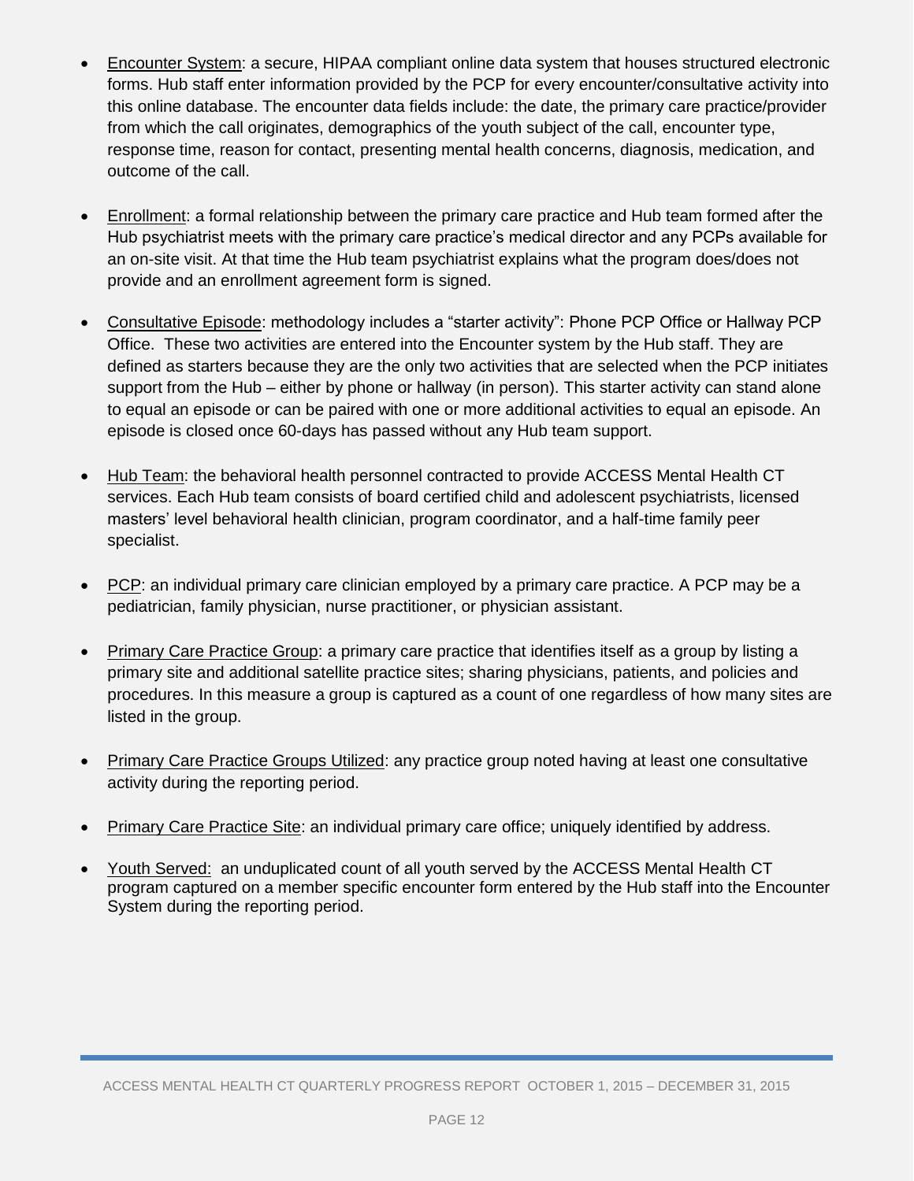- Encounter System: a secure, HIPAA compliant online data system that houses structured electronic forms. Hub staff enter information provided by the PCP for every encounter/consultative activity into this online database. The encounter data fields include: the date, the primary care practice/provider from which the call originates, demographics of the youth subject of the call, encounter type, response time, reason for contact, presenting mental health concerns, diagnosis, medication, and outcome of the call.

- Enrollment: a formal relationship between the primary care practice and Hub team formed after the Hub psychiatrist meets with the primary care practice's medical director and any PCPs available for an on-site visit. At that time the Hub team psychiatrist explains what the program does/does not provide and an enrollment agreement form is signed.

- Consultative Episode: methodology includes a "starter activity": Phone PCP Office or Hallway PCP Office. These two activities are entered into the Encounter system by the Hub staff. They are defined as starters because they are the only two activities that are selected when the PCP initiates support from the Hub – either by phone or hallway (in person). This starter activity can stand alone to equal an episode or can be paired with one or more additional activities to equal an episode. An episode is closed once 60-days has passed without any Hub team support.

- Hub Team: the behavioral health personnel contracted to provide ACCESS Mental Health CT services. Each Hub team consists of board certified child and adolescent psychiatrists, licensed masters' level behavioral health clinician, program coordinator, and a half-time family peer specialist.

- PCP: an individual primary care clinician employed by a primary care practice. A PCP may be a pediatrician, family physician, nurse practitioner, or physician assistant.

- Primary Care Practice Group: a primary care practice that identifies itself as a group by listing a primary site and additional satellite practice sites; sharing physicians, patients, and policies and procedures. In this measure a group is captured as a count of one regardless of how many sites are listed in the group.

- Primary Care Practice Groups Utilized: any practice group noted having at least one consultative activity during the reporting period.

- Primary Care Practice Site: an individual primary care office; uniquely identified by address.

- Youth Served: an unduplicated count of all youth served by the ACCESS Mental Health CT program captured on a member specific encounter form entered by the Hub staff into the Encounter System during the reporting period.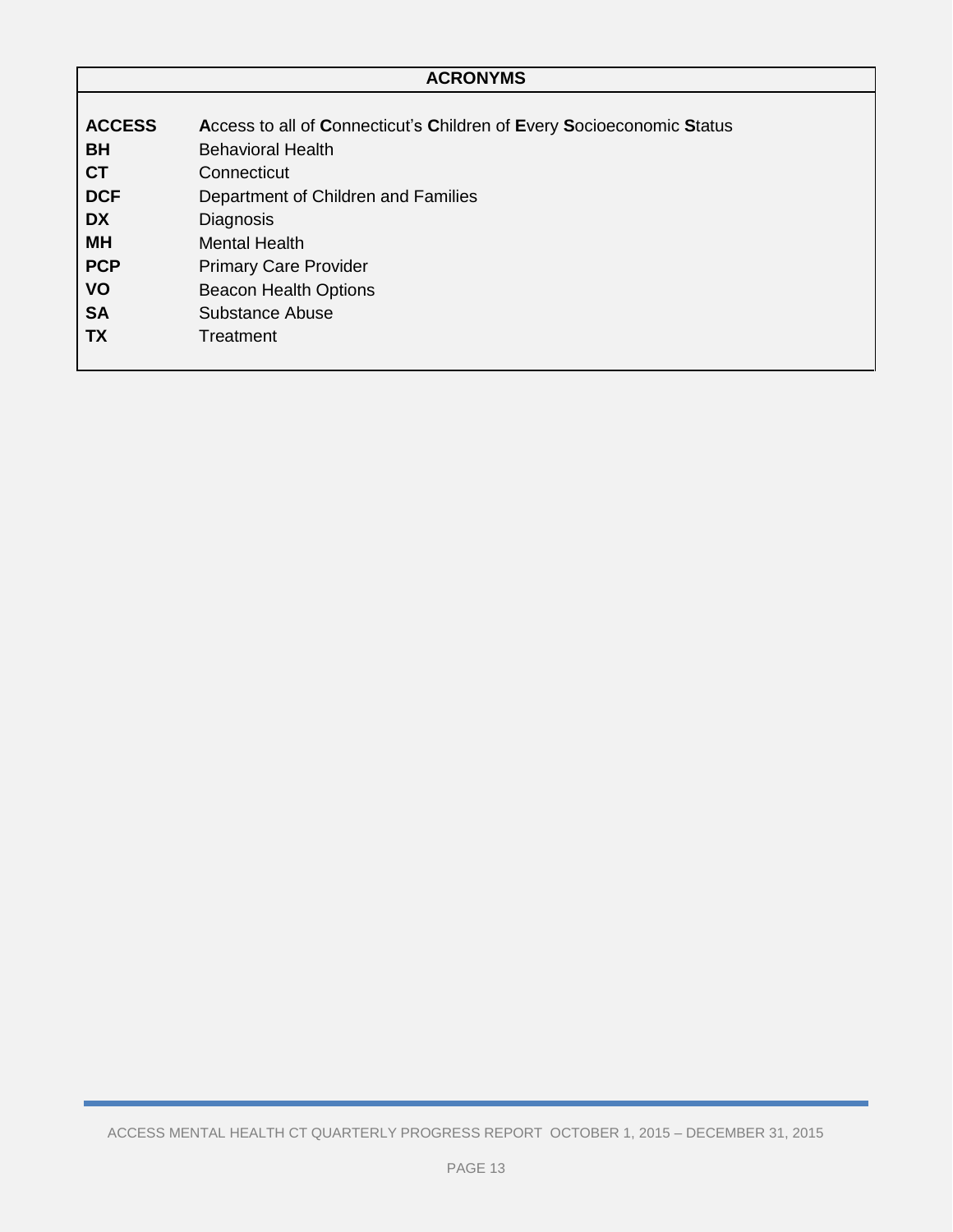## ACRONYMS

| | |
|---|---|
| **ACCESS** | **A**ccess to all of **C**onnecticut's **C**hildren of **E**very **S**ocioeconomic **S**tatus |
| **BH** | Behavioral Health |
| **CT** | Connecticut |
| **DCF** | Department of Children and Families |
| **DX** | Diagnosis |
| **MH** | Mental Health |
| **PCP** | Primary Care Provider |
| **VO** | Beacon Health Options |
| **SA** | Substance Abuse |
| **TX** | Treatment |